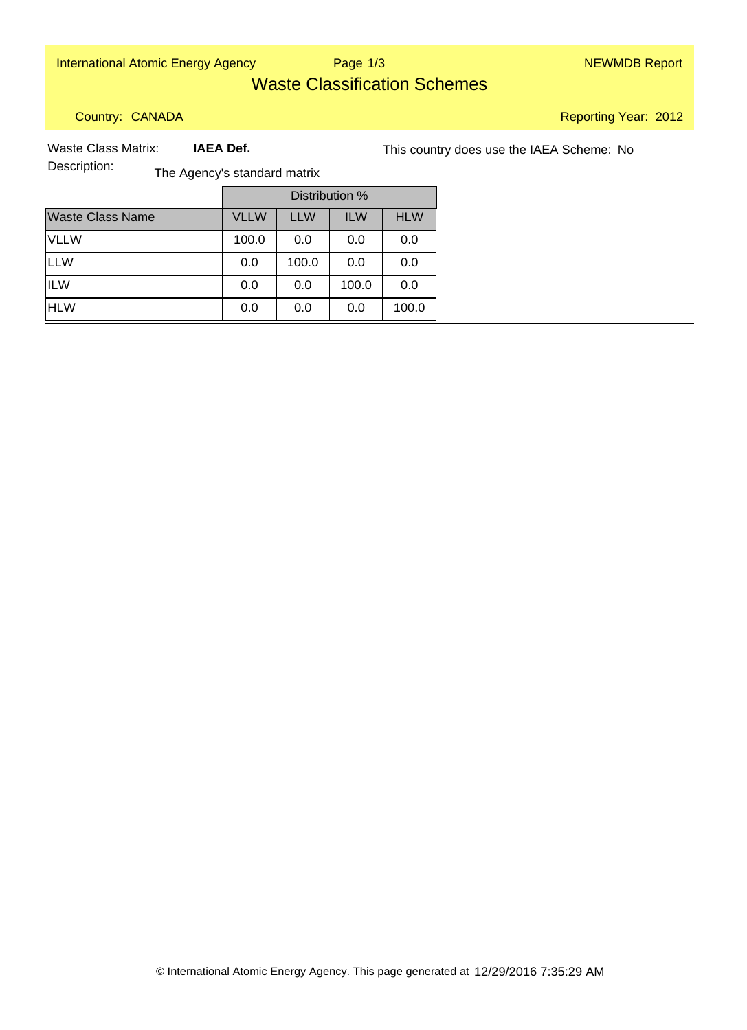International Atomic Energy Agency

NEWMDB Report

# Waste Classification Schemes

Country: CANADA

Reporting Year: 2012

Waste Class Matrix: **IAEA Def.**

This country does use the IAEA Scheme: No

Description: The Agency's standard matrix

| | Distribution % | | | |
|---|---|---|---|---|
| Waste Class Name | VLLW | LLW | ILW | HLW |
| VLLW | 100.0 | 0.0 | 0.0 | 0.0 |
| LLW | 0.0 | 100.0 | 0.0 | 0.0 |
| ILW | 0.0 | 0.0 | 100.0 | 0.0 |
| HLW | 0.0 | 0.0 | 0.0 | 100.0 |

© International Atomic Energy Agency. This page generated at 12/29/2016 7:35:29 AM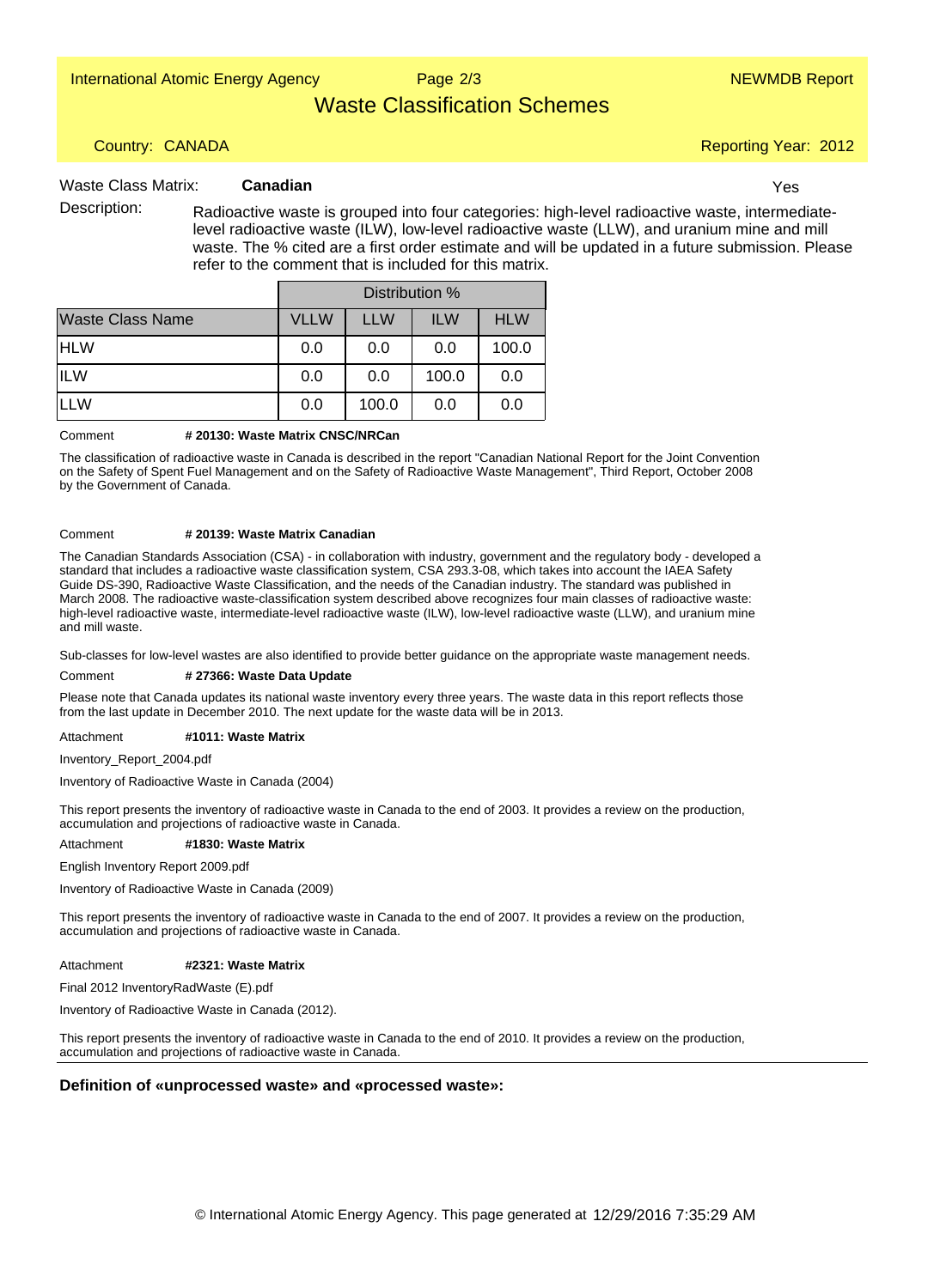# Waste Classification Schemes

Country: CANADA

Reporting Year: 2012

Waste Class Matrix: **Canadian** Yes

Description: Radioactive waste is grouped into four categories: high-level radioactive waste, intermediate-level radioactive waste (ILW), low-level radioactive waste (LLW), and uranium mine and mill waste. The % cited are a first order estimate and will be updated in a future submission. Please refer to the comment that is included for this matrix.

| | Distribution % | | | |
|---|---|---|---|---|
| Waste Class Name | VLLW | LLW | ILW | HLW |
| HLW | 0.0 | 0.0 | 0.0 | 100.0 |
| ILW | 0.0 | 0.0 | 100.0 | 0.0 |
| LLW | 0.0 | 100.0 | 0.0 | 0.0 |

Comment **# 20130: Waste Matrix CNSC/NRCan**

The classification of radioactive waste in Canada is described in the report "Canadian National Report for the Joint Convention on the Safety of Spent Fuel Management and on the Safety of Radioactive Waste Management", Third Report, October 2008 by the Government of Canada.

Comment **# 20139: Waste Matrix Canadian**

The Canadian Standards Association (CSA) - in collaboration with industry, government and the regulatory body - developed a standard that includes a radioactive waste classification system, CSA 293.3-08, which takes into account the IAEA Safety Guide DS-390, Radioactive Waste Classification, and the needs of the Canadian industry. The standard was published in March 2008. The radioactive waste-classification system described above recognizes four main classes of radioactive waste: high-level radioactive waste, intermediate-level radioactive waste (ILW), low-level radioactive waste (LLW), and uranium mine and mill waste.

Sub-classes for low-level wastes are also identified to provide better guidance on the appropriate waste management needs.

Comment **# 27366: Waste Data Update**

Please note that Canada updates its national waste inventory every three years. The waste data in this report reflects those from the last update in December 2010. The next update for the waste data will be in 2013.

Attachment **#1011: Waste Matrix**

Inventory_Report_2004.pdf

Inventory of Radioactive Waste in Canada (2004)

This report presents the inventory of radioactive waste in Canada to the end of 2003. It provides a review on the production, accumulation and projections of radioactive waste in Canada.

Attachment **#1830: Waste Matrix**

English Inventory Report 2009.pdf

Inventory of Radioactive Waste in Canada (2009)

This report presents the inventory of radioactive waste in Canada to the end of 2007. It provides a review on the production, accumulation and projections of radioactive waste in Canada.

Attachment **#2321: Waste Matrix**

Final 2012 InventoryRadWaste (E).pdf

Inventory of Radioactive Waste in Canada (2012).

This report presents the inventory of radioactive waste in Canada to the end of 2010. It provides a review on the production, accumulation and projections of radioactive waste in Canada.

**Definition of «unprocessed waste» and «processed waste»:**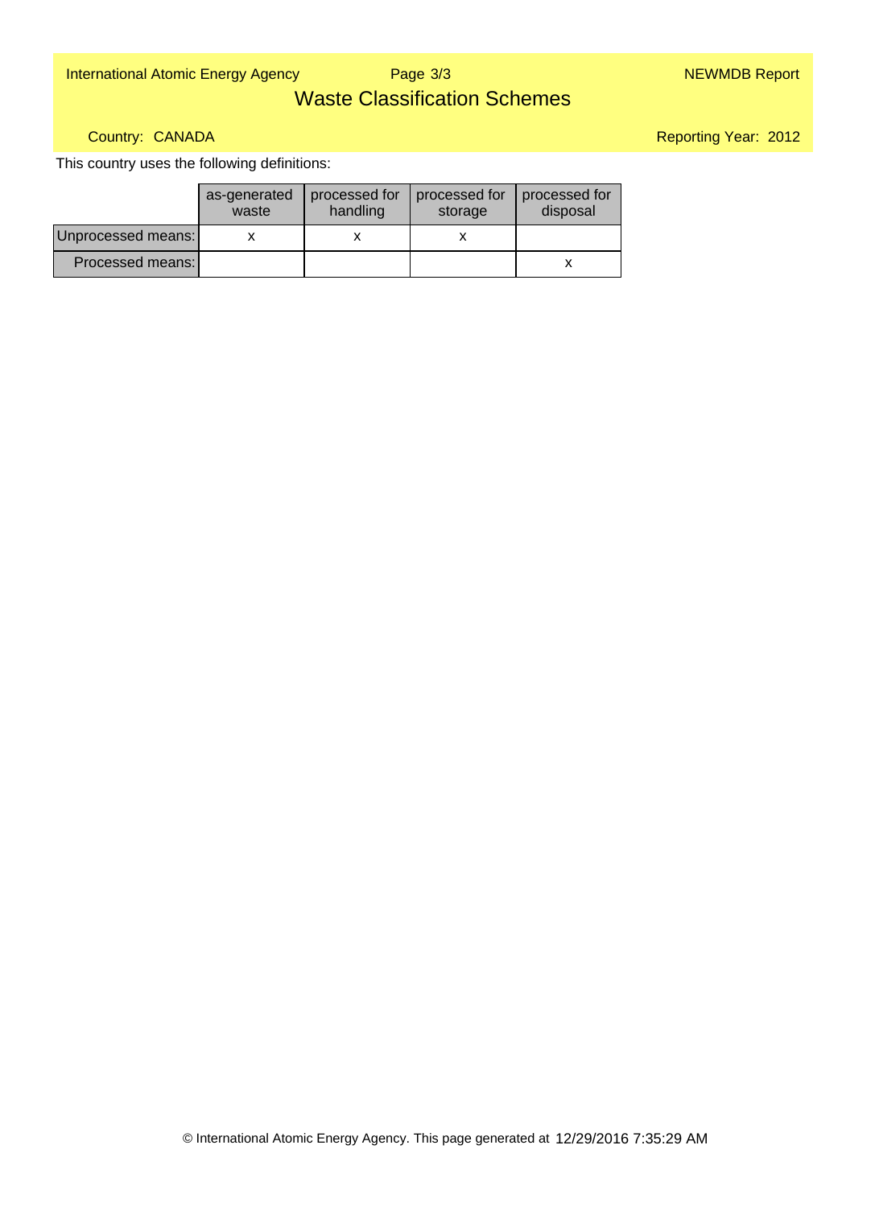# Waste Classification Schemes

Country: CANADA

Reporting Year: 2012

This country uses the following definitions:

| | as-generated waste | processed for handling | processed for storage | processed for disposal |
|---|---|---|---|---|
| Unprocessed means: | x | x | x | |
| Processed means: | | | | x |

© International Atomic Energy Agency. This page generated at 12/29/2016 7:35:29 AM